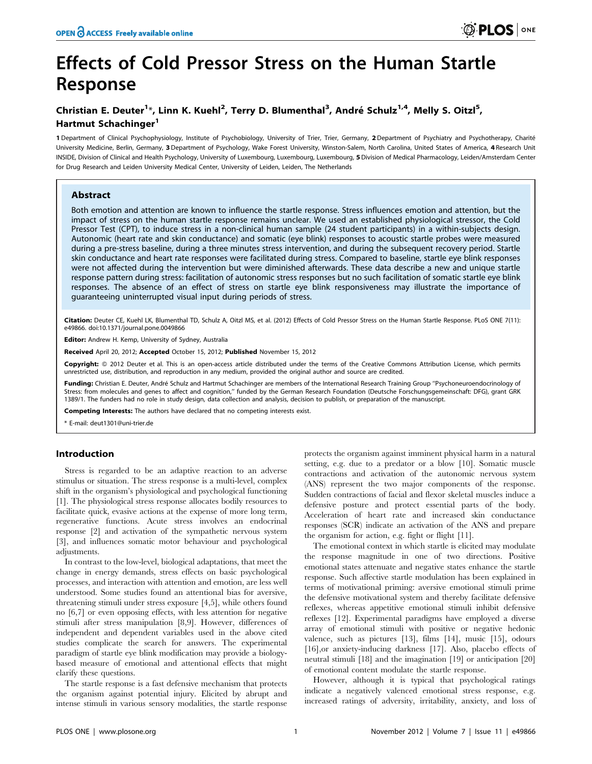# Effects of Cold Pressor Stress on the Human Startle Response

**Christian E. Deuter[1]*, Linn K. Kuehl[2], Terry D. Blumenthal[3], André Schulz[1,4], Melly S. Oitzl[5], Hartmut Schachinger[1]**

**1** Department of Clinical Psychophysiology, Institute of Psychobiology, University of Trier, Trier, Germany, **2** Department of Psychiatry and Psychotherapy, Charité University Medicine, Berlin, Germany, **3** Department of Psychology, Wake Forest University, Winston-Salem, North Carolina, United States of America, **4** Research Unit INSIDE, Division of Clinical and Health Psychology, University of Luxembourg, Luxembourg, Luxembourg, **5** Division of Medical Pharmacology, Leiden/Amsterdam Center for Drug Research and Leiden University Medical Center, University of Leiden, Leiden, The Netherlands

## Abstract

Both emotion and attention are known to influence the startle response. Stress influences emotion and attention, but the impact of stress on the human startle response remains unclear. We used an established physiological stressor, the Cold Pressor Test (CPT), to induce stress in a non-clinical human sample (24 student participants) in a within-subjects design. Autonomic (heart rate and skin conductance) and somatic (eye blink) responses to acoustic startle probes were measured during a pre-stress baseline, during a three minutes stress intervention, and during the subsequent recovery period. Startle skin conductance and heart rate responses were facilitated during stress. Compared to baseline, startle eye blink responses were not affected during the intervention but were diminished afterwards. These data describe a new and unique startle response pattern during stress: facilitation of autonomic stress responses but no such facilitation of somatic startle eye blink responses. The absence of an effect of stress on startle eye blink responsiveness may illustrate the importance of guaranteeing uninterrupted visual input during periods of stress.

**Citation:** Deuter CE, Kuehl LK, Blumenthal TD, Schulz A, Oitzl MS, et al. (2012) Effects of Cold Pressor Stress on the Human Startle Response. PLoS ONE 7(11): e49866. doi:10.1371/journal.pone.0049866

**Editor:** Andrew H. Kemp, University of Sydney, Australia

**Received** April 20, 2012; **Accepted** October 15, 2012; **Published** November 15, 2012

**Copyright:** © 2012 Deuter et al. This is an open-access article distributed under the terms of the Creative Commons Attribution License, which permits unrestricted use, distribution, and reproduction in any medium, provided the original author and source are credited.

**Funding:** Christian E. Deuter, André Schulz and Hartmut Schachinger are members of the International Research Training Group "Psychoneuroendocrinology of Stress: from molecules and genes to affect and cognition," funded by the German Research Foundation (Deutsche Forschungsgemeinschaft: DFG), grant GRK 1389/1. The funders had no role in study design, data collection and analysis, decision to publish, or preparation of the manuscript.

**Competing Interests:** The authors have declared that no competing interests exist.

\* E-mail: deut1301@uni-trier.de

## Introduction

Stress is regarded to be an adaptive reaction to an adverse stimulus or situation. The stress response is a multi-level, complex shift in the organism's physiological and psychological functioning [1]. The physiological stress response allocates bodily resources to facilitate quick, evasive actions at the expense of more long term, regenerative functions. Acute stress involves an endocrinal response [2] and activation of the sympathetic nervous system [3], and influences somatic motor behaviour and psychological adjustments.

In contrast to the low-level, biological adaptations, that meet the change in energy demands, stress effects on basic psychological processes, and interaction with attention and emotion, are less well understood. Some studies found an attentional bias for aversive, threatening stimuli under stress exposure [4,5], while others found no [6,7] or even opposing effects, with less attention for negative stimuli after stress manipulation [8,9]. However, differences of independent and dependent variables used in the above cited studies complicate the search for answers. The experimental paradigm of startle eye blink modification may provide a biology-based measure of emotional and attentional effects that might clarify these questions.

The startle response is a fast defensive mechanism that protects the organism against potential injury. Elicited by abrupt and intense stimuli in various sensory modalities, the startle response protects the organism against imminent physical harm in a natural setting, e.g. due to a predator or a blow [10]. Somatic muscle contractions and activation of the autonomic nervous system (ANS) represent the two major components of the response. Sudden contractions of facial and flexor skeletal muscles induce a defensive posture and protect essential parts of the body. Acceleration of heart rate and increased skin conductance responses (SCR) indicate an activation of the ANS and prepare the organism for action, e.g. fight or flight [11].

The emotional context in which startle is elicited may modulate the response magnitude in one of two directions. Positive emotional states attenuate and negative states enhance the startle response. Such affective startle modulation has been explained in terms of motivational priming: aversive emotional stimuli prime the defensive motivational system and thereby facilitate defensive reflexes, whereas appetitive emotional stimuli inhibit defensive reflexes [12]. Experimental paradigms have employed a diverse array of emotional stimuli with positive or negative hedonic valence, such as pictures [13], films [14], music [15], odours [16],or anxiety-inducing darkness [17]. Also, placebo effects of neutral stimuli [18] and the imagination [19] or anticipation [20] of emotional content modulate the startle response.

However, although it is typical that psychological ratings indicate a negatively valenced emotional stress response, e.g. increased ratings of adversity, irritability, anxiety, and loss of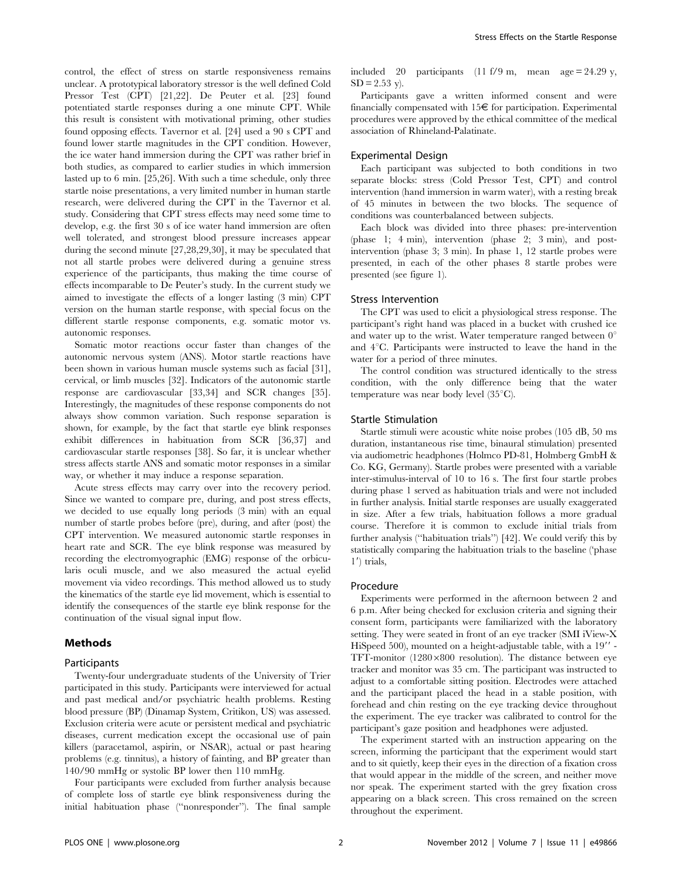control, the effect of stress on startle responsiveness remains unclear. A prototypical laboratory stressor is the well defined Cold Pressor Test (CPT) [21,22]. De Peuter et al. [23] found potentiated startle responses during a one minute CPT. While this result is consistent with motivational priming, other studies found opposing effects. Tavernor et al. [24] used a 90 s CPT and found lower startle magnitudes in the CPT condition. However, the ice water hand immersion during the CPT was rather brief in both studies, as compared to earlier studies in which immersion lasted up to 6 min. [25,26]. With such a time schedule, only three startle noise presentations, a very limited number in human startle research, were delivered during the CPT in the Tavernor et al. study. Considering that CPT stress effects may need some time to develop, e.g. the first 30 s of ice water hand immersion are often well tolerated, and strongest blood pressure increases appear during the second minute [27,28,29,30], it may be speculated that not all startle probes were delivered during a genuine stress experience of the participants, thus making the time course of effects incomparable to De Peuter's study. In the current study we aimed to investigate the effects of a longer lasting (3 min) CPT version on the human startle response, with special focus on the different startle response components, e.g. somatic motor vs. autonomic responses.

Somatic motor reactions occur faster than changes of the autonomic nervous system (ANS). Motor startle reactions have been shown in various human muscle systems such as facial [31], cervical, or limb muscles [32]. Indicators of the autonomic startle response are cardiovascular [33,34] and SCR changes [35]. Interestingly, the magnitudes of these response components do not always show common variation. Such response separation is shown, for example, by the fact that startle eye blink responses exhibit differences in habituation from SCR [36,37] and cardiovascular startle responses [38]. So far, it is unclear whether stress affects startle ANS and somatic motor responses in a similar way, or whether it may induce a response separation.

Acute stress effects may carry over into the recovery period. Since we wanted to compare pre, during, and post stress effects, we decided to use equally long periods (3 min) with an equal number of startle probes before (pre), during, and after (post) the CPT intervention. We measured autonomic startle responses in heart rate and SCR. The eye blink response was measured by recording the electromyographic (EMG) response of the orbicularis oculi muscle, and we also measured the actual eyelid movement via video recordings. This method allowed us to study the kinematics of the startle eye lid movement, which is essential to identify the consequences of the startle eye blink response for the continuation of the visual signal input flow.

## Methods

### Participants

Twenty-four undergraduate students of the University of Trier participated in this study. Participants were interviewed for actual and past medical and/or psychiatric health problems. Resting blood pressure (BP) (Dinamap System, Critikon, US) was assessed. Exclusion criteria were acute or persistent medical and psychiatric diseases, current medication except the occasional use of pain killers (paracetamol, aspirin, or NSAR), actual or past hearing problems (e.g. tinnitus), a history of fainting, and BP greater than 140/90 mmHg or systolic BP lower then 110 mmHg.

Four participants were excluded from further analysis because of complete loss of startle eye blink responsiveness during the initial habituation phase ("nonresponder"). The final sample included 20 participants (11 f/9 m, mean age = 24.29 y, SD = 2.53 y).

Participants gave a written informed consent and were financially compensated with 15€ for participation. Experimental procedures were approved by the ethical committee of the medical association of Rhineland-Palatinate.

### Experimental Design

Each participant was subjected to both conditions in two separate blocks: stress (Cold Pressor Test, CPT) and control intervention (hand immersion in warm water), with a resting break of 45 minutes in between the two blocks. The sequence of conditions was counterbalanced between subjects.

Each block was divided into three phases: pre-intervention (phase 1; 4 min), intervention (phase 2; 3 min), and post-intervention (phase 3; 3 min). In phase 1, 12 startle probes were presented, in each of the other phases 8 startle probes were presented (see figure 1).

### Stress Intervention

The CPT was used to elicit a physiological stress response. The participant's right hand was placed in a bucket with crushed ice and water up to the wrist. Water temperature ranged between 0° and 4°C. Participants were instructed to leave the hand in the water for a period of three minutes.

The control condition was structured identically to the stress condition, with the only difference being that the water temperature was near body level (35°C).

### Startle Stimulation

Startle stimuli were acoustic white noise probes (105 dB, 50 ms duration, instantaneous rise time, binaural stimulation) presented via audiometric headphones (Holmco PD-81, Holmberg GmbH & Co. KG, Germany). Startle probes were presented with a variable inter-stimulus-interval of 10 to 16 s. The first four startle probes during phase 1 served as habituation trials and were not included in further analysis. Initial startle responses are usually exaggerated in size. After a few trials, habituation follows a more gradual course. Therefore it is common to exclude initial trials from further analysis ("habituation trials") [42]. We could verify this by statistically comparing the habituation trials to the baseline ('phase 1′) trials,

### Procedure

Experiments were performed in the afternoon between 2 and 6 p.m. After being checked for exclusion criteria and signing their consent form, participants were familiarized with the laboratory setting. They were seated in front of an eye tracker (SMI iView-X HiSpeed 500), mounted on a height-adjustable table, with a 19″ - TFT-monitor (1280×800 resolution). The distance between eye tracker and monitor was 35 cm. The participant was instructed to adjust to a comfortable sitting position. Electrodes were attached and the participant placed the head in a stable position, with forehead and chin resting on the eye tracking device throughout the experiment. The eye tracker was calibrated to control for the participant's gaze position and headphones were adjusted.

The experiment started with an instruction appearing on the screen, informing the participant that the experiment would start and to sit quietly, keep their eyes in the direction of a fixation cross that would appear in the middle of the screen, and neither move nor speak. The experiment started with the grey fixation cross appearing on a black screen. This cross remained on the screen throughout the experiment.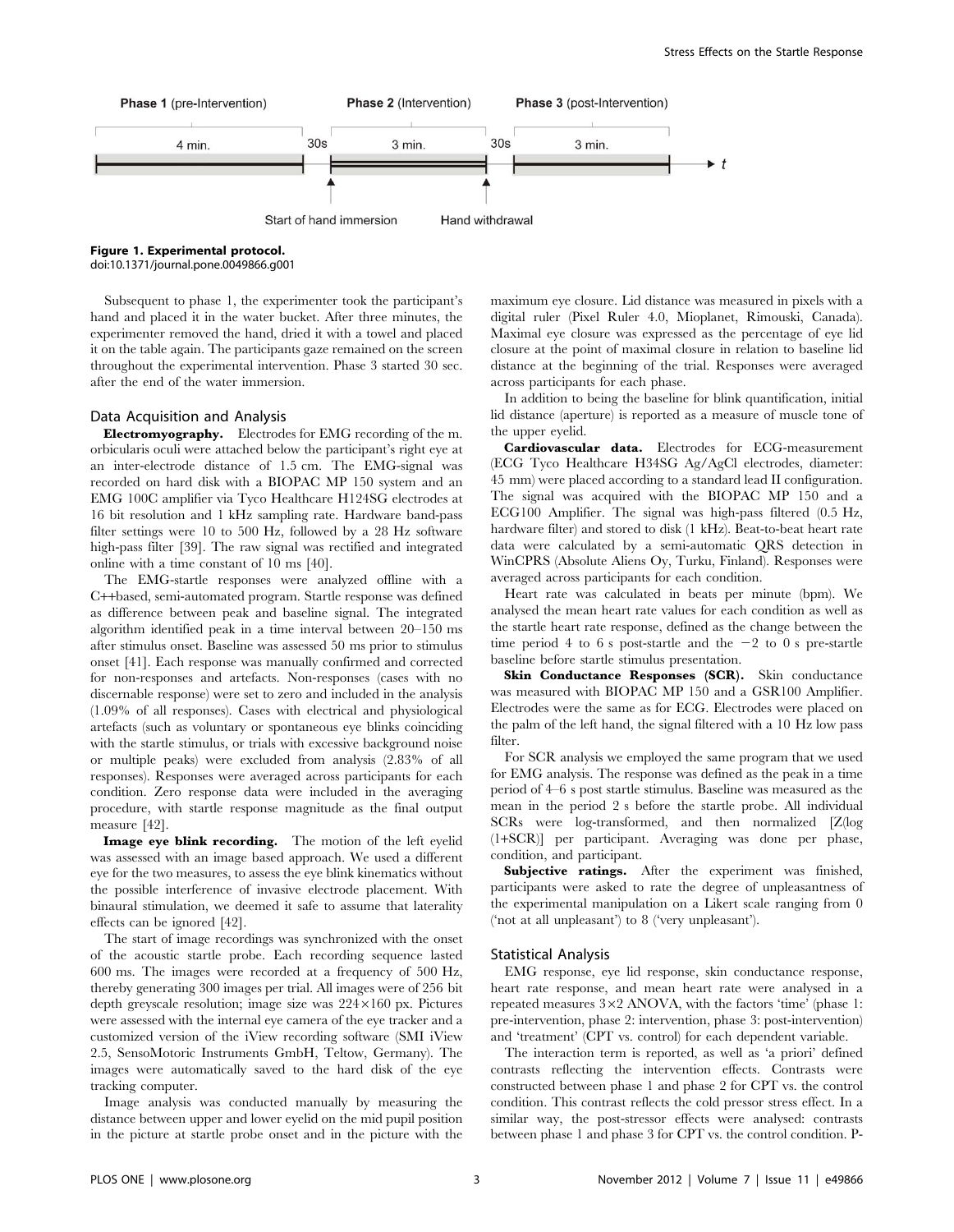Phase 1 (pre-Intervention) — 4 min. — 30s — Phase 2 (Intervention) — 3 min. — 30s — Phase 3 (post-Intervention) — 3 min. — $t$

Start of hand immersion — Hand withdrawal

**Figure 1. Experimental protocol.**
doi:10.1371/journal.pone.0049866.g001

Subsequent to phase 1, the experimenter took the participant's hand and placed it in the water bucket. After three minutes, the experimenter removed the hand, dried it with a towel and placed it on the table again. The participants gaze remained on the screen throughout the experimental intervention. Phase 3 started 30 sec. after the end of the water immersion.

## Data Acquisition and Analysis

**Electromyography.** Electrodes for EMG recording of the m. orbicularis oculi were attached below the participant's right eye at an inter-electrode distance of 1.5 cm. The EMG-signal was recorded on hard disk with a BIOPAC MP 150 system and an EMG 100C amplifier via Tyco Healthcare H124SG electrodes at 16 bit resolution and 1 kHz sampling rate. Hardware band-pass filter settings were 10 to 500 Hz, followed by a 28 Hz software high-pass filter [39]. The raw signal was rectified and integrated online with a time constant of 10 ms [40].

The EMG-startle responses were analyzed offline with a C++based, semi-automated program. Startle response was defined as difference between peak and baseline signal. The integrated algorithm identified peak in a time interval between 20–150 ms after stimulus onset. Baseline was assessed 50 ms prior to stimulus onset [41]. Each response was manually confirmed and corrected for non-responses and artefacts. Non-responses (cases with no discernable response) were set to zero and included in the analysis (1.09% of all responses). Cases with electrical and physiological artefacts (such as voluntary or spontaneous eye blinks coinciding with the startle stimulus, or trials with excessive background noise or multiple peaks) were excluded from analysis (2.83% of all responses). Responses were averaged across participants for each condition. Zero response data were included in the averaging procedure, with startle response magnitude as the final output measure [42].

**Image eye blink recording.** The motion of the left eyelid was assessed with an image based approach. We used a different eye for the two measures, to assess the eye blink kinematics without the possible interference of invasive electrode placement. With binaural stimulation, we deemed it safe to assume that laterality effects can be ignored [42].

The start of image recordings was synchronized with the onset of the acoustic startle probe. Each recording sequence lasted 600 ms. The images were recorded at a frequency of 500 Hz, thereby generating 300 images per trial. All images were of 256 bit depth greyscale resolution; image size was 224×160 px. Pictures were assessed with the internal eye camera of the eye tracker and a customized version of the iView recording software (SMI iView 2.5, SensoMotoric Instruments GmbH, Teltow, Germany). The images were automatically saved to the hard disk of the eye tracking computer.

Image analysis was conducted manually by measuring the distance between upper and lower eyelid on the mid pupil position in the picture at startle probe onset and in the picture with the maximum eye closure. Lid distance was measured in pixels with a digital ruler (Pixel Ruler 4.0, Mioplanet, Rimouski, Canada). Maximal eye closure was expressed as the percentage of eye lid closure at the point of maximal closure in relation to baseline lid distance at the beginning of the trial. Responses were averaged across participants for each phase.

In addition to being the baseline for blink quantification, initial lid distance (aperture) is reported as a measure of muscle tone of the upper eyelid.

**Cardiovascular data.** Electrodes for ECG-measurement (ECG Tyco Healthcare H34SG Ag/AgCl electrodes, diameter: 45 mm) were placed according to a standard lead II configuration. The signal was acquired with the BIOPAC MP 150 and a ECG100 Amplifier. The signal was high-pass filtered (0.5 Hz, hardware filter) and stored to disk (1 kHz). Beat-to-beat heart rate data were calculated by a semi-automatic QRS detection in WinCPRS (Absolute Aliens Oy, Turku, Finland). Responses were averaged across participants for each condition.

Heart rate was calculated in beats per minute (bpm). We analysed the mean heart rate values for each condition as well as the startle heart rate response, defined as the change between the time period 4 to 6 s post-startle and the −2 to 0 s pre-startle baseline before startle stimulus presentation.

**Skin Conductance Responses (SCR).** Skin conductance was measured with BIOPAC MP 150 and a GSR100 Amplifier. Electrodes were the same as for ECG. Electrodes were placed on the palm of the left hand, the signal filtered with a 10 Hz low pass filter.

For SCR analysis we employed the same program that we used for EMG analysis. The response was defined as the peak in a time period of 4–6 s post startle stimulus. Baseline was measured as the mean in the period 2 s before the startle probe. All individual SCRs were log-transformed, and then normalized [Z(log (1+SCR)] per participant. Averaging was done per phase, condition, and participant.

**Subjective ratings.** After the experiment was finished, participants were asked to rate the degree of unpleasantness of the experimental manipulation on a Likert scale ranging from 0 ('not at all unpleasant') to 8 ('very unpleasant').

## Statistical Analysis

EMG response, eye lid response, skin conductance response, heart rate response, and mean heart rate were analysed in a repeated measures 3×2 ANOVA, with the factors 'time' (phase 1: pre-intervention, phase 2: intervention, phase 3: post-intervention) and 'treatment' (CPT vs. control) for each dependent variable.

The interaction term is reported, as well as 'a priori' defined contrasts reflecting the intervention effects. Contrasts were constructed between phase 1 and phase 2 for CPT vs. the control condition. This contrast reflects the cold pressor stress effect. In a similar way, the post-stressor effects were analysed: contrasts between phase 1 and phase 3 for CPT vs. the control condition. P-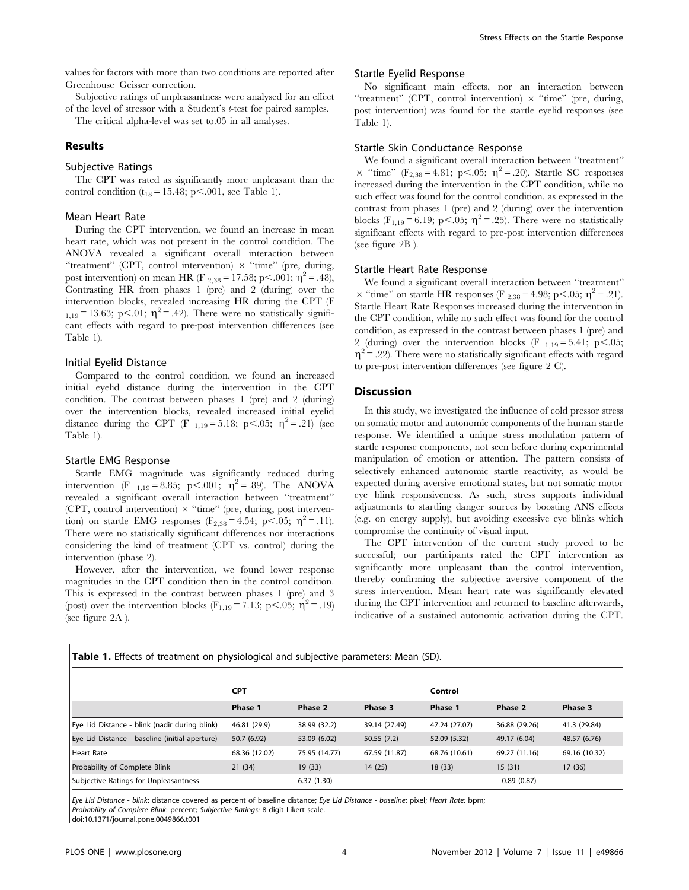values for factors with more than two conditions are reported after Greenhouse–Geisser correction.

Subjective ratings of unpleasantness were analysed for an effect of the level of stressor with a Student's *t*-test for paired samples.

The critical alpha-level was set to.05 in all analyses.

## Results

### Subjective Ratings

The CPT was rated as significantly more unpleasant than the control condition ($t_{18} = 15.48$; $p < .001$, see Table 1).

### Mean Heart Rate

During the CPT intervention, we found an increase in mean heart rate, which was not present in the control condition. The ANOVA revealed a significant overall interaction between "treatment" (CPT, control intervention) × "time" (pre, during, post intervention) on mean HR ($F_{2,38} = 17.58$; $p < .001$; $\eta^2 = .48$), Contrasting HR from phases 1 (pre) and 2 (during) over the intervention blocks, revealed increasing HR during the CPT ($F_{1,19} = 13.63$; $p < .01$; $\eta^2 = .42$). There were no statistically significant effects with regard to pre-post intervention differences (see Table 1).

### Initial Eyelid Distance

Compared to the control condition, we found an increased initial eyelid distance during the intervention in the CPT condition. The contrast between phases 1 (pre) and 2 (during) over the intervention blocks, revealed increased initial eyelid distance during the CPT ($F_{1,19} = 5.18$; $p < .05$; $\eta^2 = .21$) (see Table 1).

### Startle EMG Response

Startle EMG magnitude was significantly reduced during intervention ($F_{1,19} = 8.85$; $p < .001$; $\eta^2 = .89$). The ANOVA revealed a significant overall interaction between "treatment" (CPT, control intervention) × "time" (pre, during, post intervention) on startle EMG responses ($F_{2,38} = 4.54$; $p < .05$; $\eta^2 = .11$). There were no statistically significant differences nor interactions considering the kind of treatment (CPT vs. control) during the intervention (phase 2).

However, after the intervention, we found lower response magnitudes in the CPT condition then in the control condition. This is expressed in the contrast between phases 1 (pre) and 3 (post) over the intervention blocks ($F_{1,19} = 7.13$; $p < .05$; $\eta^2 = .19$) (see figure 2A ).

### Startle Eyelid Response

No significant main effects, nor an interaction between "treatment" (CPT, control intervention) × "time" (pre, during, post intervention) was found for the startle eyelid responses (see Table 1).

### Startle Skin Conductance Response

We found a significant overall interaction between "treatment" × "time" ($F_{2,38} = 4.81$; $p < .05$; $\eta^2 = .20$). Startle SC responses increased during the intervention in the CPT condition, while no such effect was found for the control condition, as expressed in the contrast from phases 1 (pre) and 2 (during) over the intervention blocks ($F_{1,19} = 6.19$; $p < .05$; $\eta^2 = .25$). There were no statistically significant effects with regard to pre-post intervention differences (see figure 2B ).

### Startle Heart Rate Response

We found a significant overall interaction between "treatment" × "time" on startle HR responses ($F_{2,38} = 4.98$; $p < .05$; $\eta^2 = .21$). Startle Heart Rate Responses increased during the intervention in the CPT condition, while no such effect was found for the control condition, as expressed in the contrast between phases 1 (pre) and 2 (during) over the intervention blocks ($F_{1,19} = 5.41$; $p < .05$; $\eta^2 = .22$). There were no statistically significant effects with regard to pre-post intervention differences (see figure 2 C).

## Discussion

In this study, we investigated the influence of cold pressor stress on somatic motor and autonomic components of the human startle response. We identified a unique stress modulation pattern of startle response components, not seen before during experimental manipulation of emotion or attention. The pattern consists of selectively enhanced autonomic startle reactivity, as would be expected during aversive emotional states, but not somatic motor eye blink responsiveness. As such, stress supports individual adjustments to startling danger sources by boosting ANS effects (e.g. on energy supply), but avoiding excessive eye blinks which compromise the continuity of visual input.

The CPT intervention of the current study proved to be successful; our participants rated the CPT intervention as significantly more unpleasant than the control intervention, thereby confirming the subjective aversive component of the stress intervention. Mean heart rate was significantly elevated during the CPT intervention and returned to baseline afterwards, indicative of a sustained autonomic activation during the CPT.

**Table 1.** Effects of treatment on physiological and subjective parameters: Mean (SD).

| | CPT | | | Control | | |
|---|---|---|---|---|---|---|
| | Phase 1 | Phase 2 | Phase 3 | Phase 1 | Phase 2 | Phase 3 |
| Eye Lid Distance - blink (nadir during blink) | 46.81 (29.9) | 38.99 (32.2) | 39.14 (27.49) | 47.24 (27.07) | 36.88 (29.26) | 41.3 (29.84) |
| Eye Lid Distance - baseline (initial aperture) | 50.7 (6.92) | 53.09 (6.02) | 50.55 (7.2) | 52.09 (5.32) | 49.17 (6.04) | 48.57 (6.76) |
| Heart Rate | 68.36 (12.02) | 75.95 (14.77) | 67.59 (11.87) | 68.76 (10.61) | 69.27 (11.16) | 69.16 (10.32) |
| Probability of Complete Blink | 21 (34) | 19 (33) | 14 (25) | 18 (33) | 15 (31) | 17 (36) |
| Subjective Ratings for Unpleasantness | | 6.37 (1.30) | | | 0.89 (0.87) | |

*Eye Lid Distance - blink*: distance covered as percent of baseline distance; *Eye Lid Distance - baseline*: pixel; *Heart Rate:* bpm;
*Probability of Complete Blink*: percent; *Subjective Ratings:* 8-digit Likert scale.
doi:10.1371/journal.pone.0049866.t001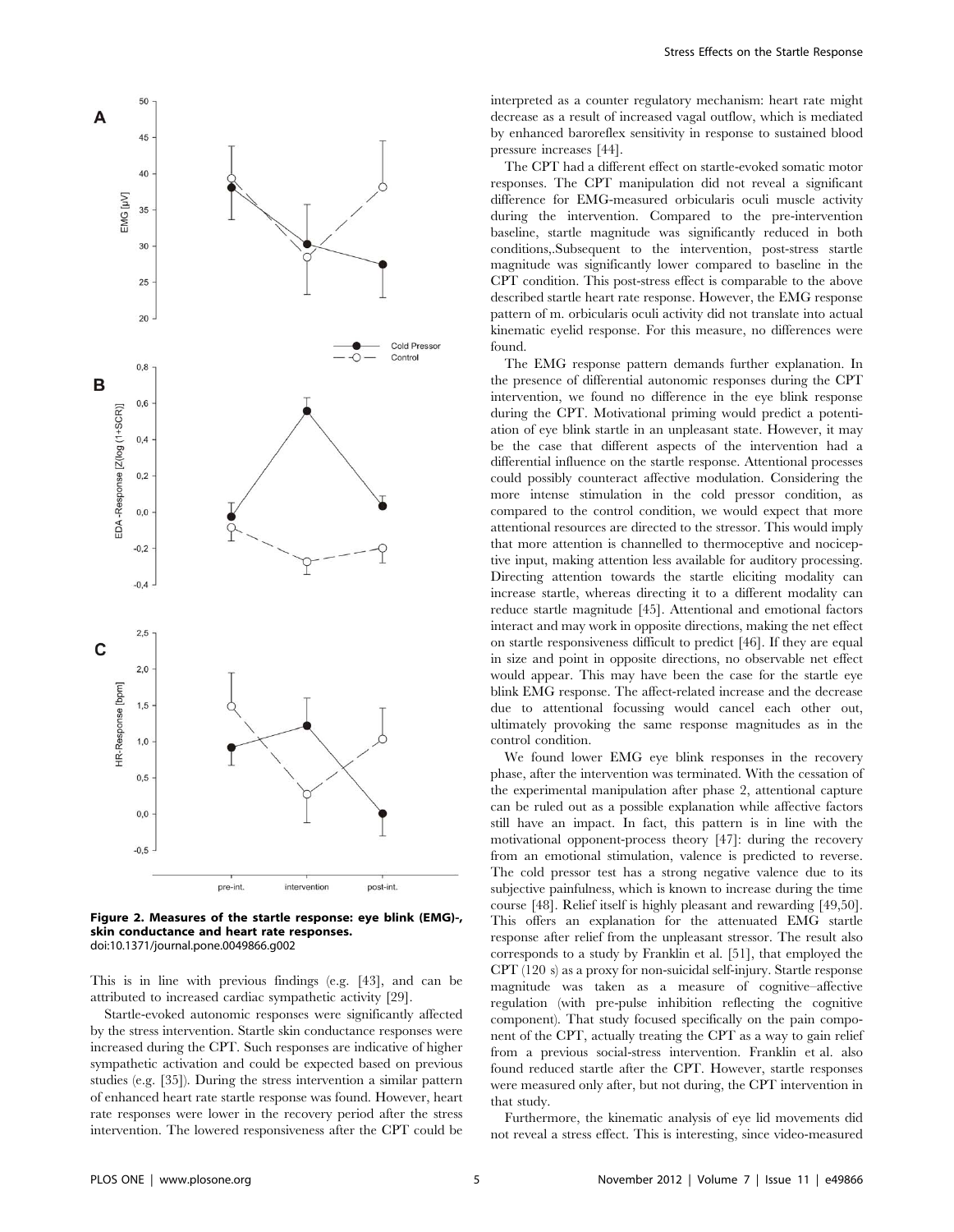**Figure 2. Measures of the startle response: eye blink (EMG)-, skin conductance and heart rate responses.**
doi:10.1371/journal.pone.0049866.g002

This is in line with previous findings (e.g. [43], and can be attributed to increased cardiac sympathetic activity [29].

Startle-evoked autonomic responses were significantly affected by the stress intervention. Startle skin conductance responses were increased during the CPT. Such responses are indicative of higher sympathetic activation and could be expected based on previous studies (e.g. [35]). During the stress intervention a similar pattern of enhanced heart rate startle response was found. However, heart rate responses were lower in the recovery period after the stress intervention. The lowered responsiveness after the CPT could be interpreted as a counter regulatory mechanism: heart rate might decrease as a result of increased vagal outflow, which is mediated by enhanced baroreflex sensitivity in response to sustained blood pressure increases [44].

The CPT had a different effect on startle-evoked somatic motor responses. The CPT manipulation did not reveal a significant difference for EMG-measured orbicularis oculi muscle activity during the intervention. Compared to the pre-intervention baseline, startle magnitude was significantly reduced in both conditions,.Subsequent to the intervention, post-stress startle magnitude was significantly lower compared to baseline in the CPT condition. This post-stress effect is comparable to the above described startle heart rate response. However, the EMG response pattern of m. orbicularis oculi activity did not translate into actual kinematic eyelid response. For this measure, no differences were found.

The EMG response pattern demands further explanation. In the presence of differential autonomic responses during the CPT intervention, we found no difference in the eye blink response during the CPT. Motivational priming would predict a potentiation of eye blink startle in an unpleasant state. However, it may be the case that different aspects of the intervention had a differential influence on the startle response. Attentional processes could possibly counteract affective modulation. Considering the more intense stimulation in the cold pressor condition, as compared to the control condition, we would expect that more attentional resources are directed to the stressor. This would imply that more attention is channelled to thermoceptive and nociceptive input, making attention less available for auditory processing. Directing attention towards the startle eliciting modality can increase startle, whereas directing it to a different modality can reduce startle magnitude [45]. Attentional and emotional factors interact and may work in opposite directions, making the net effect on startle responsiveness difficult to predict [46]. If they are equal in size and point in opposite directions, no observable net effect would appear. This may have been the case for the startle eye blink EMG response. The affect-related increase and the decrease due to attentional focussing would cancel each other out, ultimately provoking the same response magnitudes as in the control condition.

We found lower EMG eye blink responses in the recovery phase, after the intervention was terminated. With the cessation of the experimental manipulation after phase 2, attentional capture can be ruled out as a possible explanation while affective factors still have an impact. In fact, this pattern is in line with the motivational opponent-process theory [47]: during the recovery from an emotional stimulation, valence is predicted to reverse. The cold pressor test has a strong negative valence due to its subjective painfulness, which is known to increase during the time course [48]. Relief itself is highly pleasant and rewarding [49,50]. This offers an explanation for the attenuated EMG startle response after relief from the unpleasant stressor. The result also corresponds to a study by Franklin et al. [51], that employed the CPT (120 s) as a proxy for non-suicidal self-injury. Startle response magnitude was taken as a measure of cognitive–affective regulation (with pre-pulse inhibition reflecting the cognitive component). That study focused specifically on the pain component of the CPT, actually treating the CPT as a way to gain relief from a previous social-stress intervention. Franklin et al. also found reduced startle after the CPT. However, startle responses were measured only after, but not during, the CPT intervention in that study.

Furthermore, the kinematic analysis of eye lid movements did not reveal a stress effect. This is interesting, since video-measured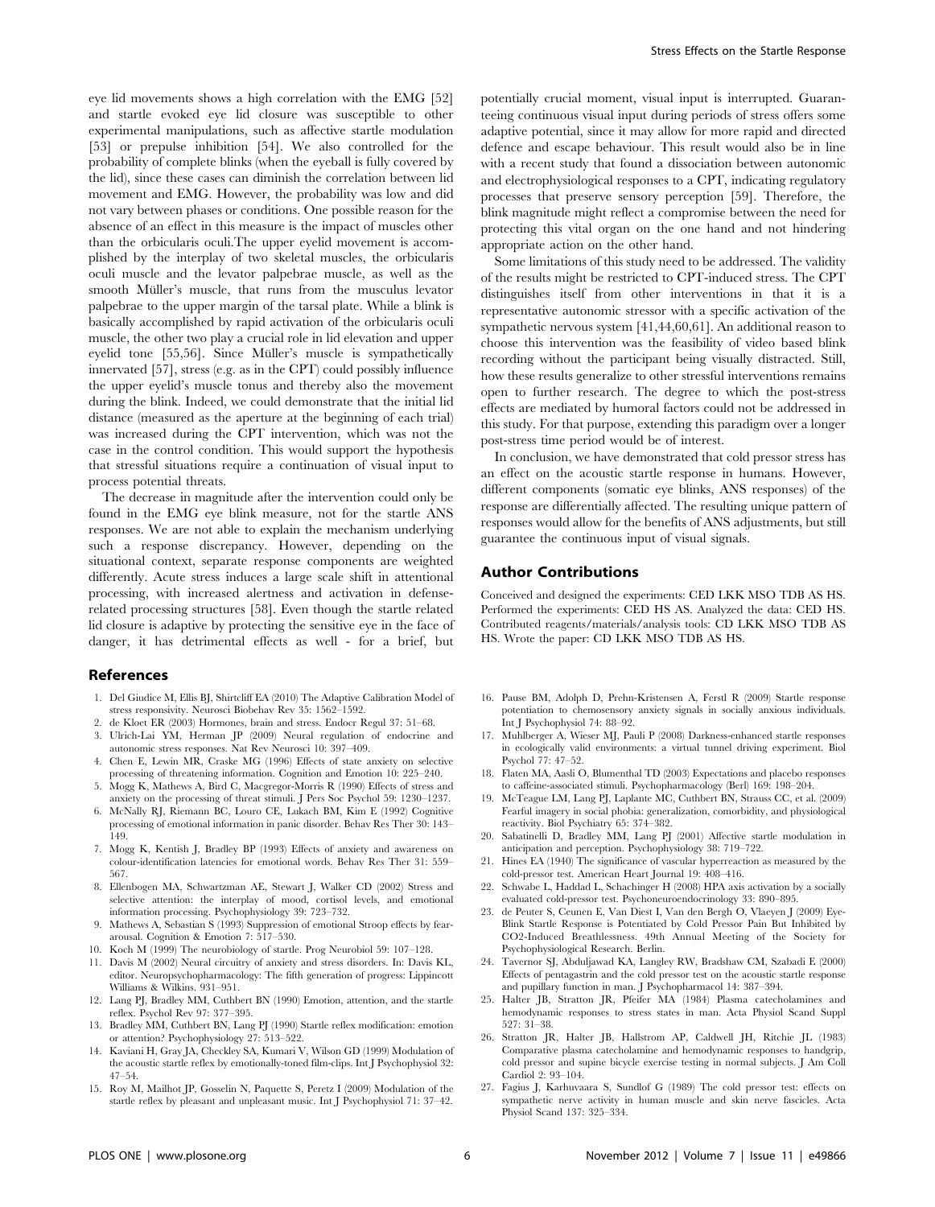eye lid movements shows a high correlation with the EMG [52] and startle evoked eye lid closure was susceptible to other experimental manipulations, such as affective startle modulation [53] or prepulse inhibition [54]. We also controlled for the probability of complete blinks (when the eyeball is fully covered by the lid), since these cases can diminish the correlation between lid movement and EMG. However, the probability was low and did not vary between phases or conditions. One possible reason for the absence of an effect in this measure is the impact of muscles other than the orbicularis oculi.The upper eyelid movement is accomplished by the interplay of two skeletal muscles, the orbicularis oculi muscle and the levator palpebrae muscle, as well as the smooth Müller's muscle, that runs from the musculus levator palpebrae to the upper margin of the tarsal plate. While a blink is basically accomplished by rapid activation of the orbicularis oculi muscle, the other two play a crucial role in lid elevation and upper eyelid tone [55,56]. Since Müller's muscle is sympathetically innervated [57], stress (e.g. as in the CPT) could possibly influence the upper eyelid's muscle tonus and thereby also the movement during the blink. Indeed, we could demonstrate that the initial lid distance (measured as the aperture at the beginning of each trial) was increased during the CPT intervention, which was not the case in the control condition. This would support the hypothesis that stressful situations require a continuation of visual input to process potential threats.

The decrease in magnitude after the intervention could only be found in the EMG eye blink measure, not for the startle ANS responses. We are not able to explain the mechanism underlying such a response discrepancy. However, depending on the situational context, separate response components are weighted differently. Acute stress induces a large scale shift in attentional processing, with increased alertness and activation in defense-related processing structures [58]. Even though the startle related lid closure is adaptive by protecting the sensitive eye in the face of danger, it has detrimental effects as well - for a brief, but potentially crucial moment, visual input is interrupted. Guaranteeing continuous visual input during periods of stress offers some adaptive potential, since it may allow for more rapid and directed defence and escape behaviour. This result would also be in line with a recent study that found a dissociation between autonomic and electrophysiological responses to a CPT, indicating regulatory processes that preserve sensory perception [59]. Therefore, the blink magnitude might reflect a compromise between the need for protecting this vital organ on the one hand and not hindering appropriate action on the other hand.

Some limitations of this study need to be addressed. The validity of the results might be restricted to CPT-induced stress. The CPT distinguishes itself from other interventions in that it is a representative autonomic stressor with a specific activation of the sympathetic nervous system [41,44,60,61]. An additional reason to choose this intervention was the feasibility of video based blink recording without the participant being visually distracted. Still, how these results generalize to other stressful interventions remains open to further research. The degree to which the post-stress effects are mediated by humoral factors could not be addressed in this study. For that purpose, extending this paradigm over a longer post-stress time period would be of interest.

In conclusion, we have demonstrated that cold pressor stress has an effect on the acoustic startle response in humans. However, different components (somatic eye blinks, ANS responses) of the response are differentially affected. The resulting unique pattern of responses would allow for the benefits of ANS adjustments, but still guarantee the continuous input of visual signals.

## Author Contributions

Conceived and designed the experiments: CED LKK MSO TDB AS HS. Performed the experiments: CED HS AS. Analyzed the data: CED HS. Contributed reagents/materials/analysis tools: CD LKK MSO TDB AS HS. Wrote the paper: CD LKK MSO TDB AS HS.

## References

1. Del Giudice M, Ellis BJ, Shirtcliff EA (2010) The Adaptive Calibration Model of stress responsivity. Neurosci Biobehav Rev 35: 1562–1592.
2. de Kloet ER (2003) Hormones, brain and stress. Endocr Regul 37: 51–68.
3. Ulrich-Lai YM, Herman JP (2009) Neural regulation of endocrine and autonomic stress responses. Nat Rev Neurosci 10: 397–409.
4. Chen E, Lewin MR, Craske MG (1996) Effects of state anxiety on selective processing of threatening information. Cognition and Emotion 10: 225–240.
5. Mogg K, Mathews A, Bird C, Macgregor-Morris R (1990) Effects of stress and anxiety on the processing of threat stimuli. J Pers Soc Psychol 59: 1230–1237.
6. McNally RJ, Riemann BC, Louro CE, Lukach BM, Kim E (1992) Cognitive processing of emotional information in panic disorder. Behav Res Ther 30: 143–149.
7. Mogg K, Kentish J, Bradley BP (1993) Effects of anxiety and awareness on colour-identification latencies for emotional words. Behav Res Ther 31: 559–567.
8. Ellenbogen MA, Schwartzman AE, Stewart J, Walker CD (2002) Stress and selective attention: the interplay of mood, cortisol levels, and emotional information processing. Psychophysiology 39: 723–732.
9. Mathews A, Sebastian S (1993) Suppression of emotional Stroop effects by fear-arousal. Cognition & Emotion 7: 517–530.
10. Koch M (1999) The neurobiology of startle. Prog Neurobiol 59: 107–128.
11. Davis M (2002) Neural circuitry of anxiety and stress disorders. In: Davis KL, editor. Neuropsychopharmacology: The fifth generation of progress: Lippincott Williams & Wilkins. 931–951.
12. Lang PJ, Bradley MM, Cuthbert BN (1990) Emotion, attention, and the startle reflex. Psychol Rev 97: 377–395.
13. Bradley MM, Cuthbert BN, Lang PJ (1990) Startle reflex modification: emotion or attention? Psychophysiology 27: 513–522.
14. Kaviani H, Gray JA, Checkley SA, Kumari V, Wilson GD (1999) Modulation of the acoustic startle reflex by emotionally-toned film-clips. Int J Psychophysiol 32: 47–54.
15. Roy M, Mailhot JP, Gosselin N, Paquette S, Peretz I (2009) Modulation of the startle reflex by pleasant and unpleasant music. Int J Psychophysiol 71: 37–42.
16. Pause BM, Adolph D, Prehn-Kristensen A, Ferstl R (2009) Startle response potentiation to chemosensory anxiety signals in socially anxious individuals. Int J Psychophysiol 74: 88–92.
17. Muhlberger A, Wieser MJ, Pauli P (2008) Darkness-enhanced startle responses in ecologically valid environments: a virtual tunnel driving experiment. Biol Psychol 77: 47–52.
18. Flaten MA, Aasli O, Blumenthal TD (2003) Expectations and placebo responses to caffeine-associated stimuli. Psychopharmacology (Berl) 169: 198–204.
19. McTeague LM, Lang PJ, Laplante MC, Cuthbert BN, Strauss CC, et al. (2009) Fearful imagery in social phobia: generalization, comorbidity, and physiological reactivity. Biol Psychiatry 65: 374–382.
20. Sabatinelli D, Bradley MM, Lang PJ (2001) Affective startle modulation in anticipation and perception. Psychophysiology 38: 719–722.
21. Hines EA (1940) The significance of vascular hyperreaction as measured by the cold-pressor test. American Heart Journal 19: 408–416.
22. Schwabe L, Haddad L, Schachinger H (2008) HPA axis activation by a socially evaluated cold-pressor test. Psychoneuroendocrinology 33: 890–895.
23. de Peuter S, Ceunen E, Van Diest I, Van den Bergh O, Vlaeyen J (2009) Eye-Blink Startle Response is Potentiated by Cold Pressor Pain But Inhibited by CO2-Induced Breathlessness. 49th Annual Meeting of the Society for Psychophysiological Research. Berlin.
24. Tavernor SJ, Abduljawad KA, Langley RW, Bradshaw CM, Szabadi E (2000) Effects of pentagastrin and the cold pressor test on the acoustic startle response and pupillary function in man. J Psychopharmacol 14: 387–394.
25. Halter JB, Stratton JR, Pfeifer MA (1984) Plasma catecholamines and hemodynamic responses to stress states in man. Acta Physiol Scand Suppl 527: 31–38.
26. Stratton JR, Halter JB, Hallstrom AP, Caldwell JH, Ritchie JL (1983) Comparative plasma catecholamine and hemodynamic responses to handgrip, cold pressor and supine bicycle exercise testing in normal subjects. J Am Coll Cardiol 2: 93–104.
27. Fagius J, Karhuvaara S, Sundlof G (1989) The cold pressor test: effects on sympathetic nerve activity in human muscle and skin nerve fascicles. Acta Physiol Scand 137: 325–334.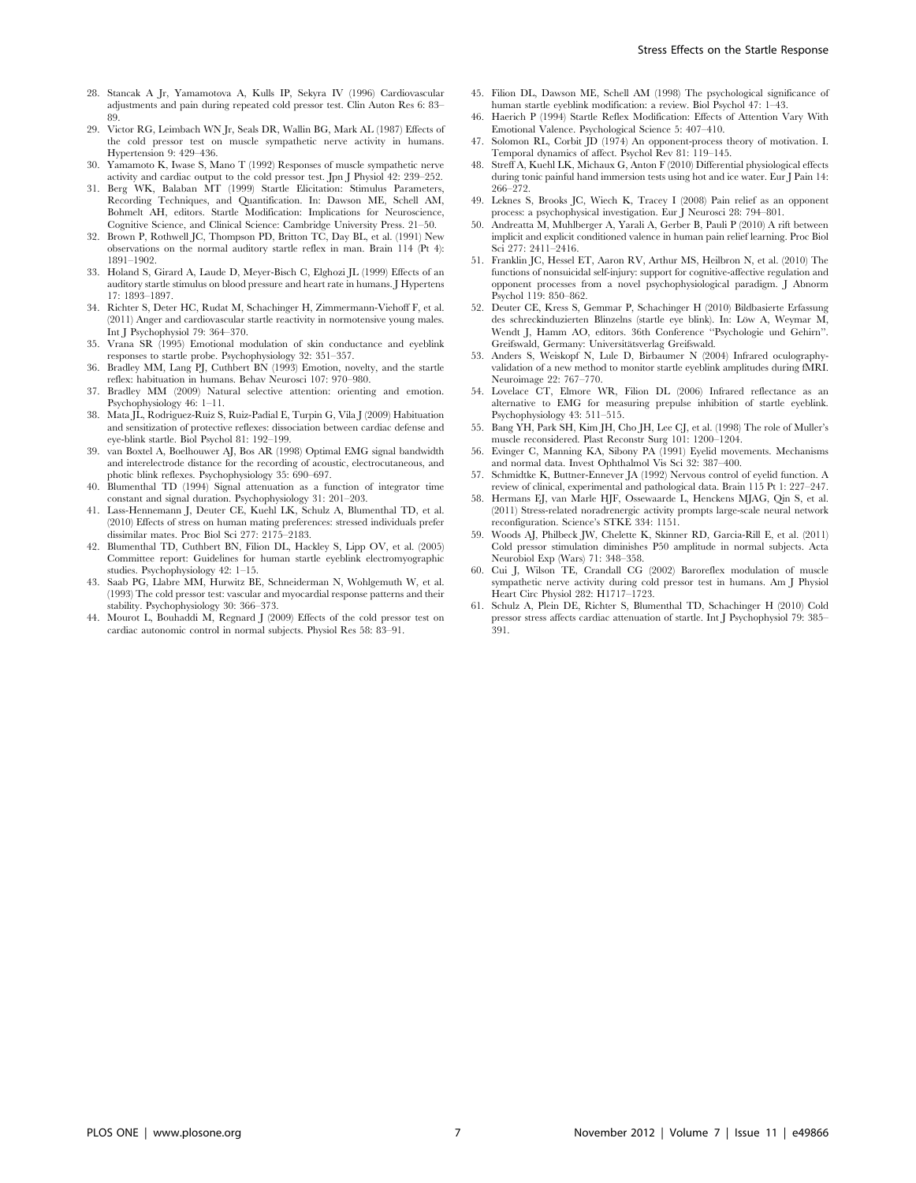28. Stancak A Jr, Yamamotova A, Kulls IP, Sekyra IV (1996) Cardiovascular adjustments and pain during repeated cold pressor test. Clin Auton Res 6: 83–89.
29. Victor RG, Leimbach WN Jr, Seals DR, Wallin BG, Mark AL (1987) Effects of the cold pressor test on muscle sympathetic nerve activity in humans. Hypertension 9: 429–436.
30. Yamamoto K, Iwase S, Mano T (1992) Responses of muscle sympathetic nerve activity and cardiac output to the cold pressor test. Jpn J Physiol 42: 239–252.
31. Berg WK, Balaban MT (1999) Startle Elicitation: Stimulus Parameters, Recording Techniques, and Quantification. In: Dawson ME, Schell AM, Bohmelt AH, editors. Startle Modification: Implications for Neuroscience, Cognitive Science, and Clinical Science: Cambridge University Press. 21–50.
32. Brown P, Rothwell JC, Thompson PD, Britton TC, Day BL, et al. (1991) New observations on the normal auditory startle reflex in man. Brain 114 (Pt 4): 1891–1902.
33. Holand S, Girard A, Laude D, Meyer-Bisch C, Elghozi JL (1999) Effects of an auditory startle stimulus on blood pressure and heart rate in humans. J Hypertens 17: 1893–1897.
34. Richter S, Deter HC, Rudat M, Schachinger H, Zimmermann-Viehoff F, et al. (2011) Anger and cardiovascular startle reactivity in normotensive young males. Int J Psychophysiol 79: 364–370.
35. Vrana SR (1995) Emotional modulation of skin conductance and eyeblink responses to startle probe. Psychophysiology 32: 351–357.
36. Bradley MM, Lang PJ, Cuthbert BN (1993) Emotion, novelty, and the startle reflex: habituation in humans. Behav Neurosci 107: 970–980.
37. Bradley MM (2009) Natural selective attention: orienting and emotion. Psychophysiology 46: 1–11.
38. Mata JL, Rodriguez-Ruiz S, Ruiz-Padial E, Turpin G, Vila J (2009) Habituation and sensitization of protective reflexes: dissociation between cardiac defense and eye-blink startle. Biol Psychol 81: 192–199.
39. van Boxtel A, Boelhouwer AJ, Bos AR (1998) Optimal EMG signal bandwidth and interelectrode distance for the recording of acoustic, electrocutaneous, and photic blink reflexes. Psychophysiology 35: 690–697.
40. Blumenthal TD (1994) Signal attenuation as a function of integrator time constant and signal duration. Psychophysiology 31: 201–203.
41. Lass-Hennemann J, Deuter CE, Kuehl LK, Schulz A, Blumenthal TD, et al. (2010) Effects of stress on human mating preferences: stressed individuals prefer dissimilar mates. Proc Biol Sci 277: 2175–2183.
42. Blumenthal TD, Cuthbert BN, Filion DL, Hackley S, Lipp OV, et al. (2005) Committee report: Guidelines for human startle eyeblink electromyographic studies. Psychophysiology 42: 1–15.
43. Saab PG, Llabre MM, Hurwitz BE, Schneiderman N, Wohlgemuth W, et al. (1993) The cold pressor test: vascular and myocardial response patterns and their stability. Psychophysiology 30: 366–373.
44. Mourot L, Bouhaddi M, Regnard J (2009) Effects of the cold pressor test on cardiac autonomic control in normal subjects. Physiol Res 58: 83–91.
45. Filion DL, Dawson ME, Schell AM (1998) The psychological significance of human startle eyeblink modification: a review. Biol Psychol 47: 1–43.
46. Haerich P (1994) Startle Reflex Modification: Effects of Attention Vary With Emotional Valence. Psychological Science 5: 407–410.
47. Solomon RL, Corbit JD (1974) An opponent-process theory of motivation. I. Temporal dynamics of affect. Psychol Rev 81: 119–145.
48. Streff A, Kuehl LK, Michaux G, Anton F (2010) Differential physiological effects during tonic painful hand immersion tests using hot and ice water. Eur J Pain 14: 266–272.
49. Leknes S, Brooks JC, Wiech K, Tracey I (2008) Pain relief as an opponent process: a psychophysical investigation. Eur J Neurosci 28: 794–801.
50. Andreatta M, Muhlberger A, Yarali A, Gerber B, Pauli P (2010) A rift between implicit and explicit conditioned valence in human pain relief learning. Proc Biol Sci 277: 2411–2416.
51. Franklin JC, Hessel ET, Aaron RV, Arthur MS, Heilbron N, et al. (2010) The functions of nonsuicidal self-injury: support for cognitive-affective regulation and opponent processes from a novel psychophysiological paradigm. J Abnorm Psychol 119: 850–862.
52. Deuter CE, Kress S, Gemmar P, Schachinger H (2010) Bildbasierte Erfassung des schreckinduzierten Blinzelns (startle eye blink). In: Löw A, Weymar M, Wendt J, Hamm AO, editors. 36th Conference "Psychologie und Gehirn". Greifswald, Germany: Universitätsverlag Greifswald.
53. Anders S, Weiskopf N, Lule D, Birbaumer N (2004) Infrared oculography-validation of a new method to monitor startle eyeblink amplitudes during fMRI. Neuroimage 22: 767–770.
54. Lovelace CT, Elmore WR, Filion DL (2006) Infrared reflectance as an alternative to EMG for measuring prepulse inhibition of startle eyeblink. Psychophysiology 43: 511–515.
55. Bang YH, Park SH, Kim JH, Cho JH, Lee CJ, et al. (1998) The role of Muller's muscle reconsidered. Plast Reconstr Surg 101: 1200–1204.
56. Evinger C, Manning KA, Sibony PA (1991) Eyelid movements. Mechanisms and normal data. Invest Ophthalmol Vis Sci 32: 387–400.
57. Schmidtke K, Buttner-Ennever JA (1992) Nervous control of eyelid function. A review of clinical, experimental and pathological data. Brain 115 Pt 1: 227–247.
58. Hermans EJ, van Marle HJF, Ossewaarde L, Henckens MJAG, Qin S, et al. (2011) Stress-related noradrenergic activity prompts large-scale neural network reconfiguration. Science's STKE 334: 1151.
59. Woods AJ, Philbeck JW, Chelette K, Skinner RD, Garcia-Rill E, et al. (2011) Cold pressor stimulation diminishes P50 amplitude in normal subjects. Acta Neurobiol Exp (Wars) 71: 348–358.
60. Cui J, Wilson TE, Crandall CG (2002) Baroreflex modulation of muscle sympathetic nerve activity during cold pressor test in humans. Am J Physiol Heart Circ Physiol 282: H1717–1723.
61. Schulz A, Plein DE, Richter S, Blumenthal TD, Schachinger H (2010) Cold pressor stress affects cardiac attenuation of startle. Int J Psychophysiol 79: 385–391.